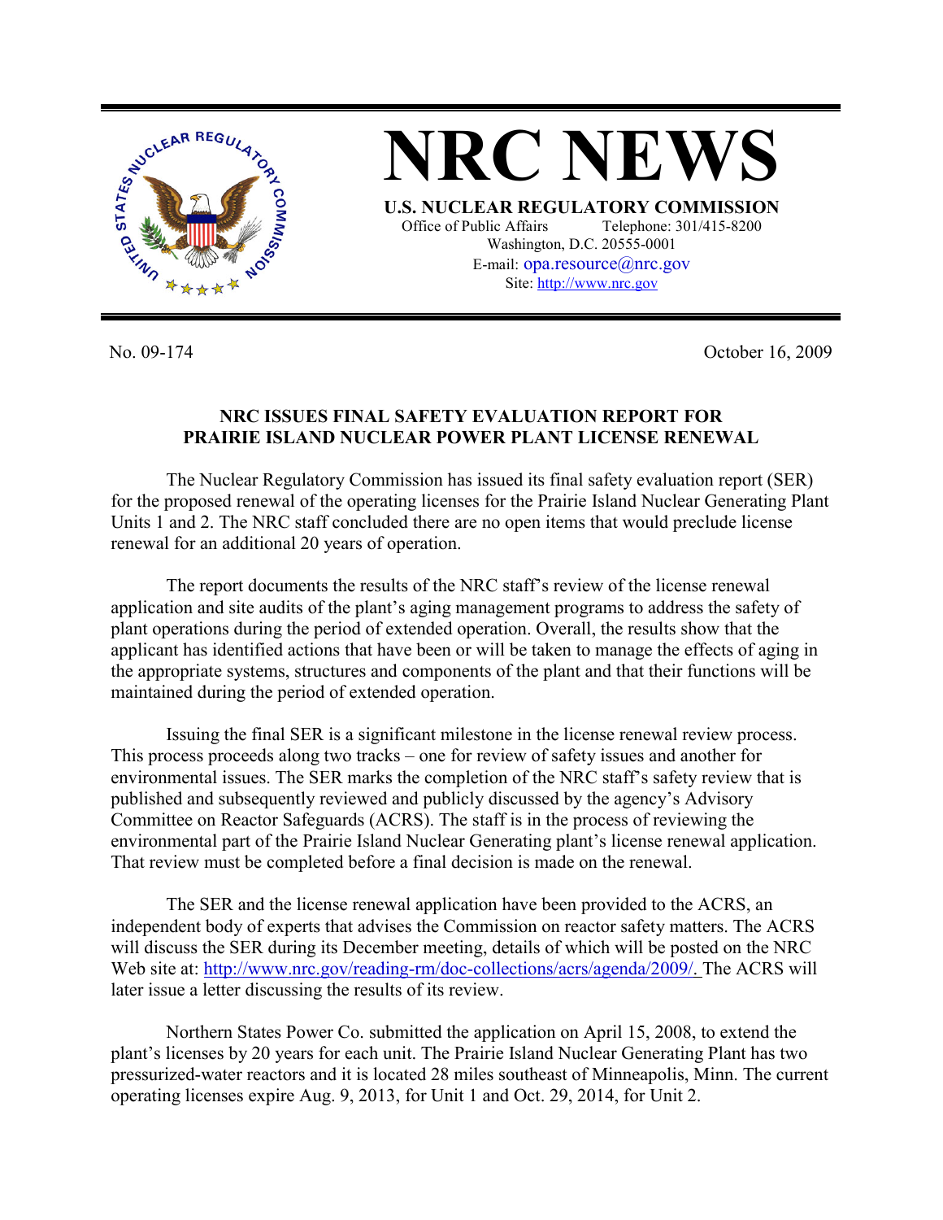# NRC NEWS

**U.S. NUCLEAR REGULATORY COMMISSION**

Office of Public Affairs Telephone: 301/415-8200
Washington, D.C. 20555-0001
E-mail: opa.resource@nrc.gov
Site: http://www.nrc.gov

No. 09-174 October 16, 2009

## NRC ISSUES FINAL SAFETY EVALUATION REPORT FOR PRAIRIE ISLAND NUCLEAR POWER PLANT LICENSE RENEWAL

The Nuclear Regulatory Commission has issued its final safety evaluation report (SER) for the proposed renewal of the operating licenses for the Prairie Island Nuclear Generating Plant Units 1 and 2. The NRC staff concluded there are no open items that would preclude license renewal for an additional 20 years of operation.

The report documents the results of the NRC staff's review of the license renewal application and site audits of the plant's aging management programs to address the safety of plant operations during the period of extended operation. Overall, the results show that the applicant has identified actions that have been or will be taken to manage the effects of aging in the appropriate systems, structures and components of the plant and that their functions will be maintained during the period of extended operation.

Issuing the final SER is a significant milestone in the license renewal review process. This process proceeds along two tracks – one for review of safety issues and another for environmental issues. The SER marks the completion of the NRC staff's safety review that is published and subsequently reviewed and publicly discussed by the agency's Advisory Committee on Reactor Safeguards (ACRS). The staff is in the process of reviewing the environmental part of the Prairie Island Nuclear Generating plant's license renewal application. That review must be completed before a final decision is made on the renewal.

The SER and the license renewal application have been provided to the ACRS, an independent body of experts that advises the Commission on reactor safety matters. The ACRS will discuss the SER during its December meeting, details of which will be posted on the NRC Web site at: http://www.nrc.gov/reading-rm/doc-collections/acrs/agenda/2009/. The ACRS will later issue a letter discussing the results of its review.

Northern States Power Co. submitted the application on April 15, 2008, to extend the plant's licenses by 20 years for each unit. The Prairie Island Nuclear Generating Plant has two pressurized-water reactors and it is located 28 miles southeast of Minneapolis, Minn. The current operating licenses expire Aug. 9, 2013, for Unit 1 and Oct. 29, 2014, for Unit 2.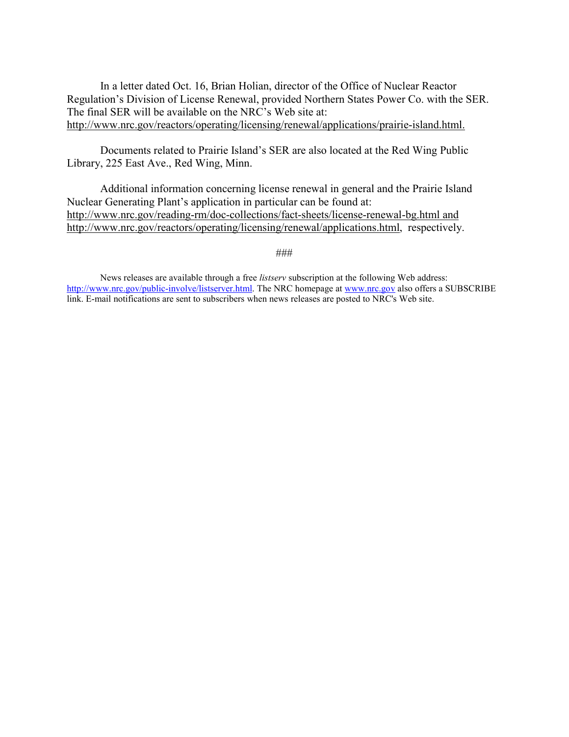In a letter dated Oct. 16, Brian Holian, director of the Office of Nuclear Reactor Regulation's Division of License Renewal, provided Northern States Power Co. with the SER. The final SER will be available on the NRC's Web site at: http://www.nrc.gov/reactors/operating/licensing/renewal/applications/prairie-island.html.

Documents related to Prairie Island's SER are also located at the Red Wing Public Library, 225 East Ave., Red Wing, Minn.

Additional information concerning license renewal in general and the Prairie Island Nuclear Generating Plant's application in particular can be found at: http://www.nrc.gov/reading-rm/doc-collections/fact-sheets/license-renewal-bg.html and http://www.nrc.gov/reactors/operating/licensing/renewal/applications.html, respectively.

###

News releases are available through a free *listserv* subscription at the following Web address: http://www.nrc.gov/public-involve/listserver.html. The NRC homepage at www.nrc.gov also offers a SUBSCRIBE link. E-mail notifications are sent to subscribers when news releases are posted to NRC's Web site.